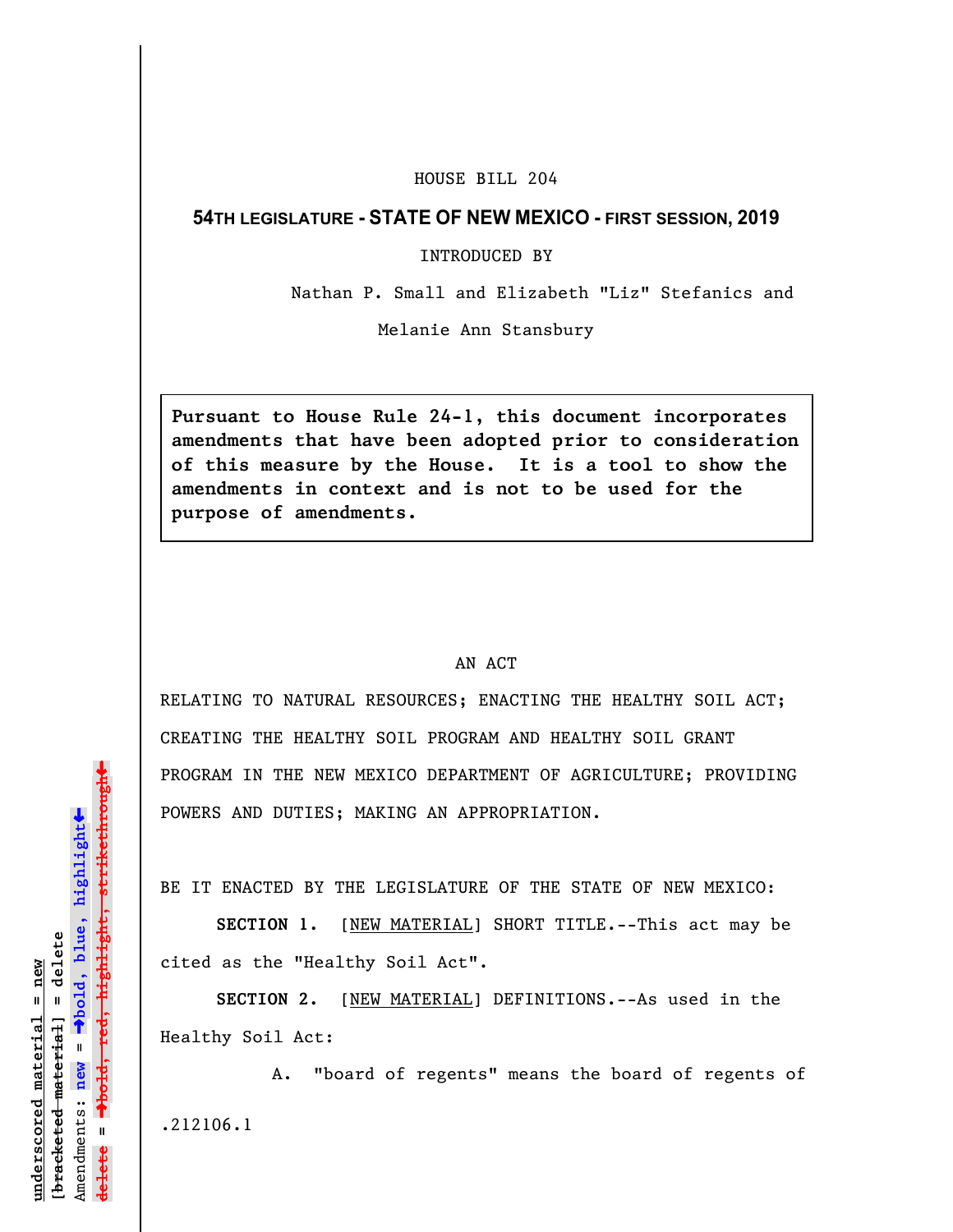HOUSE BILL 204

**54TH LEGISLATURE - STATE OF NEW MEXICO - FIRST SESSION, 2019**

INTRODUCED BY

Nathan P. Small and Elizabeth "Liz" Stefanics and

Melanie Ann Stansbury

**Pursuant to House Rule 24-1, this document incorporates amendments that have been adopted prior to consideration of this measure by the House. It is a tool to show the amendments in context and is not to be used for the purpose of amendments.**

AN ACT

RELATING TO NATURAL RESOURCES; ENACTING THE HEALTHY SOIL ACT; CREATING THE HEALTHY SOIL PROGRAM AND HEALTHY SOIL GRANT PROGRAM IN THE NEW MEXICO DEPARTMENT OF AGRICULTURE; PROVIDING POWERS AND DUTIES; MAKING AN APPROPRIATION.

BE IT ENACTED BY THE LEGISLATURE OF THE STATE OF NEW MEXICO:

**SECTION 1.** [NEW MATERIAL] SHORT TITLE.--This act may be cited as the "Healthy Soil Act".

**SECTION 2.** [NEW MATERIAL] DEFINITIONS.--As used in the Healthy Soil Act:

A. "board of regents" means the board of regents of

.212106.1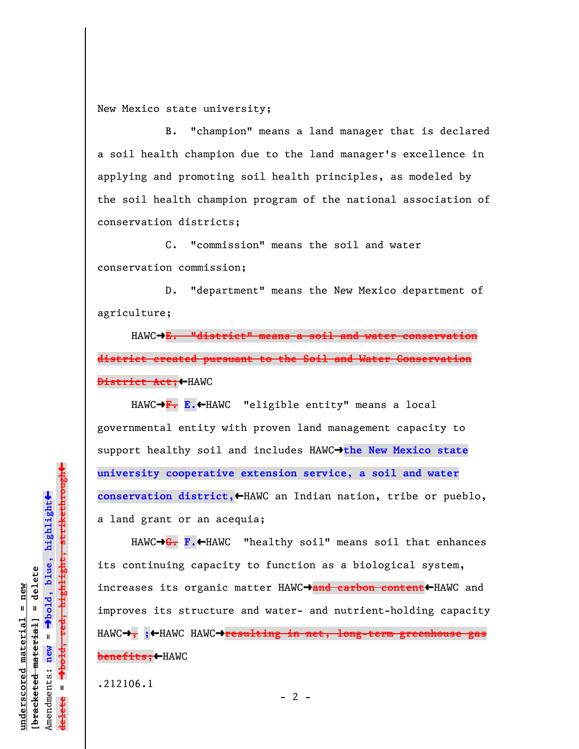New Mexico state university;

B. "champion" means a land manager that is declared a soil health champion due to the land manager's excellence in applying and promoting soil health principles, as modeled by the soil health champion program of the national association of conservation districts;

C. "commission" means the soil and water conservation commission;

D. "department" means the New Mexico department of agriculture;

HAWC→~~E. "district" means a soil and water conservation district created pursuant to the Soil and Water Conservation District Act;~~←HAWC

HAWC→~~F.~~ **E.**←HAWC "eligible entity" means a local governmental entity with proven land management capacity to support healthy soil and includes HAWC→**the New Mexico state university cooperative extension service, a soil and water conservation district,**←HAWC an Indian nation, tribe or pueblo, a land grant or an acequia;

HAWC→~~G.~~ **F.**←HAWC "healthy soil" means soil that enhances its continuing capacity to function as a biological system, increases its organic matter HAWC→~~and carbon content~~←HAWC and improves its structure and water- and nutrient-holding capacity HAWC→~~,~~ **;**←HAWC HAWC→~~resulting in net, long-term greenhouse gas benefits;~~←HAWC

.212106.1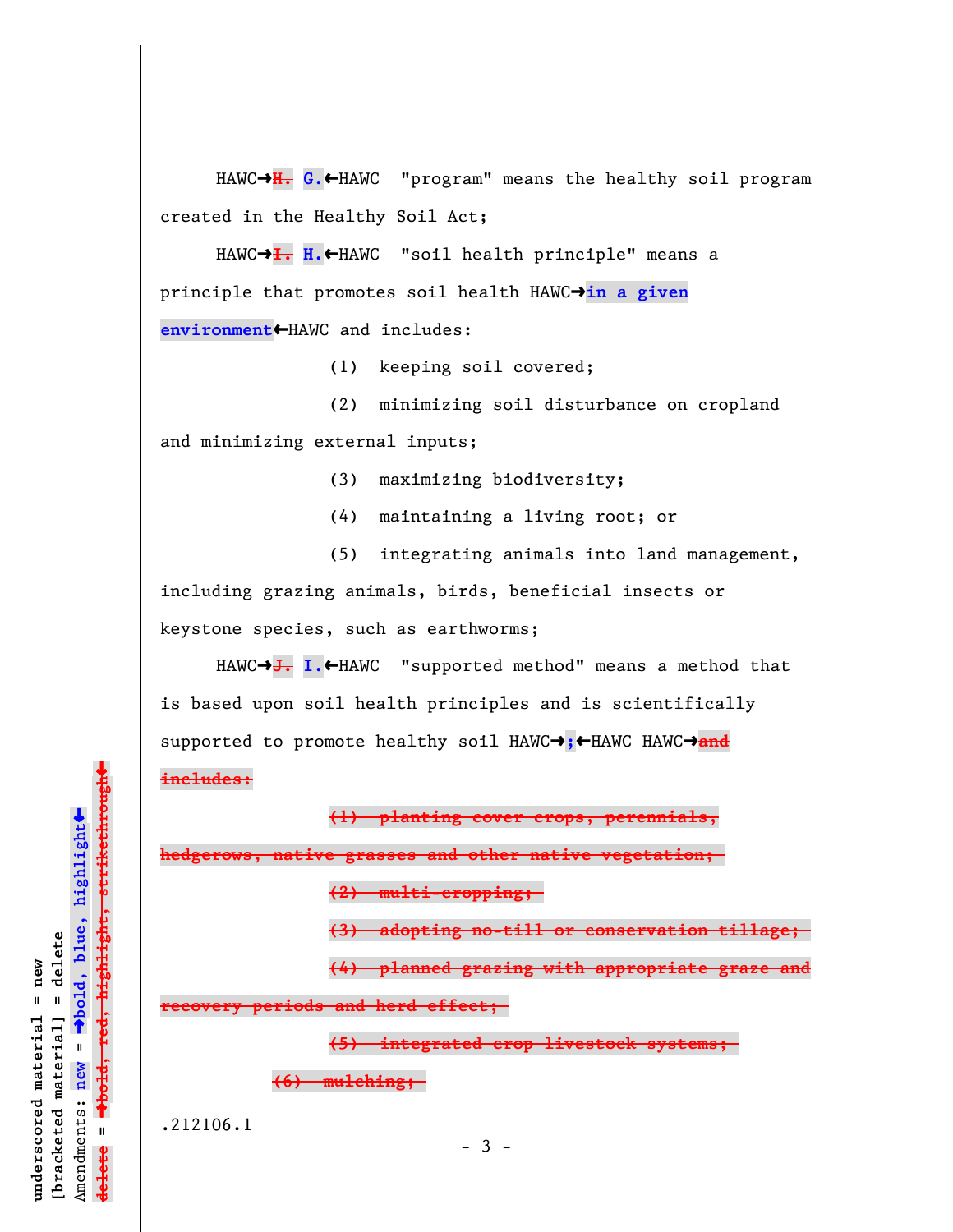HAWC→~~H.~~ **G.**←HAWC "program" means the healthy soil program created in the Healthy Soil Act;

HAWC→~~I.~~ **H.**←HAWC "soil health principle" means a principle that promotes soil health HAWC→**in a given environment**←HAWC and includes:

(1) keeping soil covered;

(2) minimizing soil disturbance on cropland and minimizing external inputs;

(3) maximizing biodiversity;

(4) maintaining a living root; or

(5) integrating animals into land management, including grazing animals, birds, beneficial insects or keystone species, such as earthworms;

HAWC→~~J.~~ **I.**←HAWC "supported method" means a method that is based upon soil health principles and is scientifically supported to promote healthy soil HAWC→**;**←HAWC HAWC→~~and includes:~~

~~(1) planting cover crops, perennials, hedgerows, native grasses and other native vegetation;~~

~~(2) multi-cropping;~~

~~(3) adopting no-till or conservation tillage;~~

~~(4) planned grazing with appropriate graze and recovery periods and herd effect;~~

~~(5) integrated crop livestock systems;~~

~~(6) mulching;~~

.212106.1

underscored material = new
[bracketed material] = delete
Amendments: new = →bold, blue, highlight←
delete = →bold, red, highlight, strikethrough←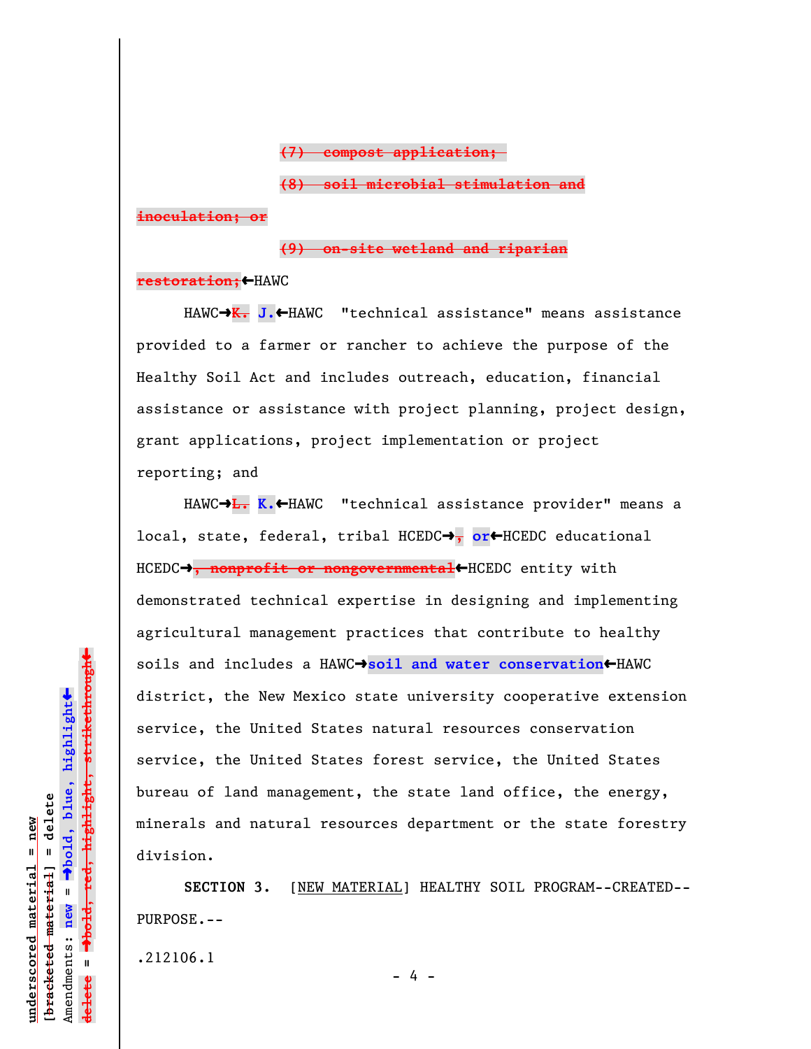~~(7) compost application;~~

~~(8) soil microbial stimulation and inoculation; or~~

~~(9) on-site wetland and riparian restoration;~~←HAWC

HAWC→~~K.~~ **J.**←HAWC "technical assistance" means assistance provided to a farmer or rancher to achieve the purpose of the Healthy Soil Act and includes outreach, education, financial assistance or assistance with project planning, project design, grant applications, project implementation or project reporting; and

HAWC→~~L.~~ **K.**←HAWC "technical assistance provider" means a local, state, federal, tribal HCEDC→~~,~~ **or**←HCEDC educational HCEDC→~~, nonprofit or nongovernmental~~←HCEDC entity with demonstrated technical expertise in designing and implementing agricultural management practices that contribute to healthy soils and includes a HAWC→**soil and water conservation**←HAWC district, the New Mexico state university cooperative extension service, the United States natural resources conservation service, the United States forest service, the United States bureau of land management, the state land office, the energy, minerals and natural resources department or the state forestry division.

**SECTION 3.** [NEW MATERIAL] HEALTHY SOIL PROGRAM--CREATED--PURPOSE.--

.212106.1

underscored material = new
[bracketed material] = delete
Amendments: **new** = →bold, blue, highlight←
~~delete~~ = →bold, red, highlight, strikethrough←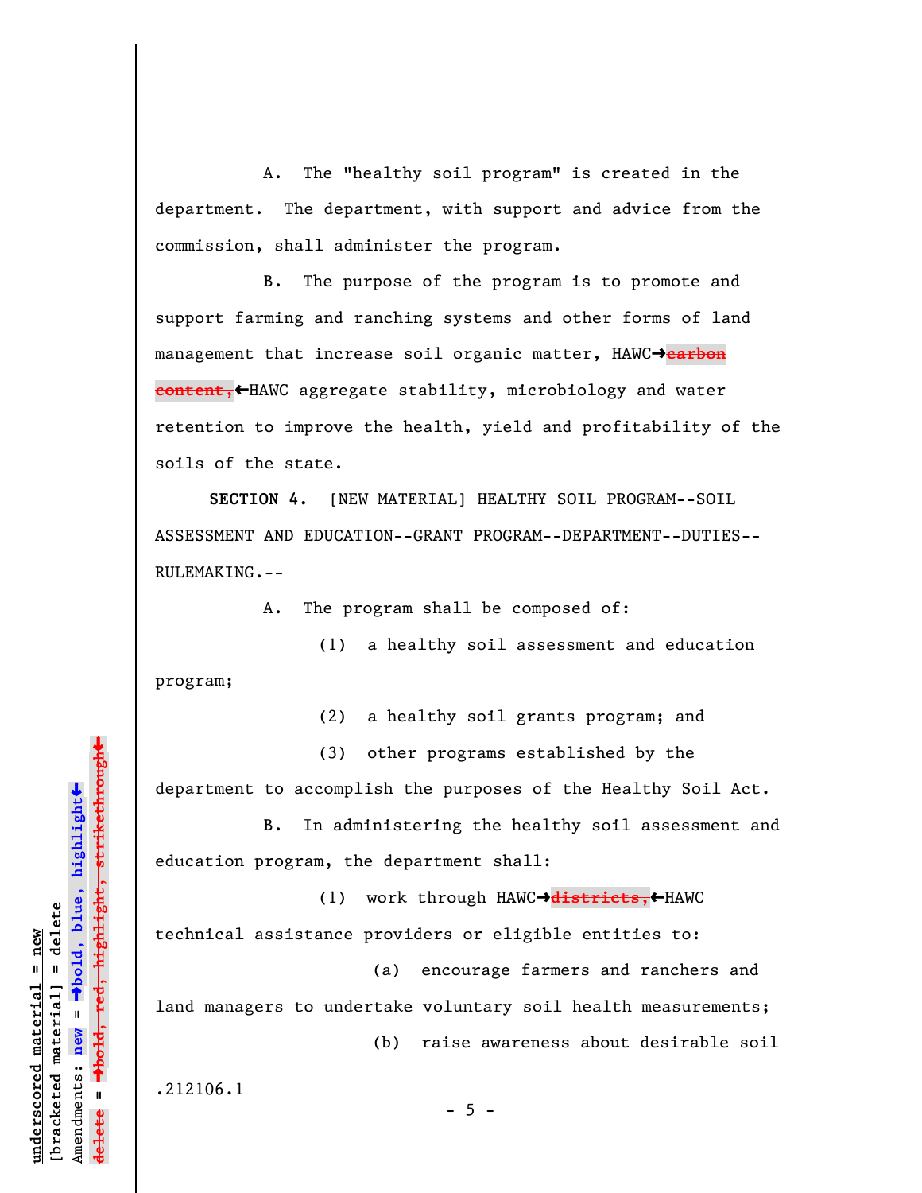A. The "healthy soil program" is created in the department. The department, with support and advice from the commission, shall administer the program.

B. The purpose of the program is to promote and support farming and ranching systems and other forms of land management that increase soil organic matter, HAWC→~~carbon content,~~←HAWC aggregate stability, microbiology and water retention to improve the health, yield and profitability of the soils of the state.

**SECTION 4.** [NEW MATERIAL] HEALTHY SOIL PROGRAM--SOIL ASSESSMENT AND EDUCATION--GRANT PROGRAM--DEPARTMENT--DUTIES--RULEMAKING.--

A. The program shall be composed of:

(1) a healthy soil assessment and education program;

(2) a healthy soil grants program; and

(3) other programs established by the department to accomplish the purposes of the Healthy Soil Act.

B. In administering the healthy soil assessment and education program, the department shall:

(1) work through HAWC→~~districts,~~←HAWC technical assistance providers or eligible entities to:

(a) encourage farmers and ranchers and land managers to undertake voluntary soil health measurements;

(b) raise awareness about desirable soil

.212106.1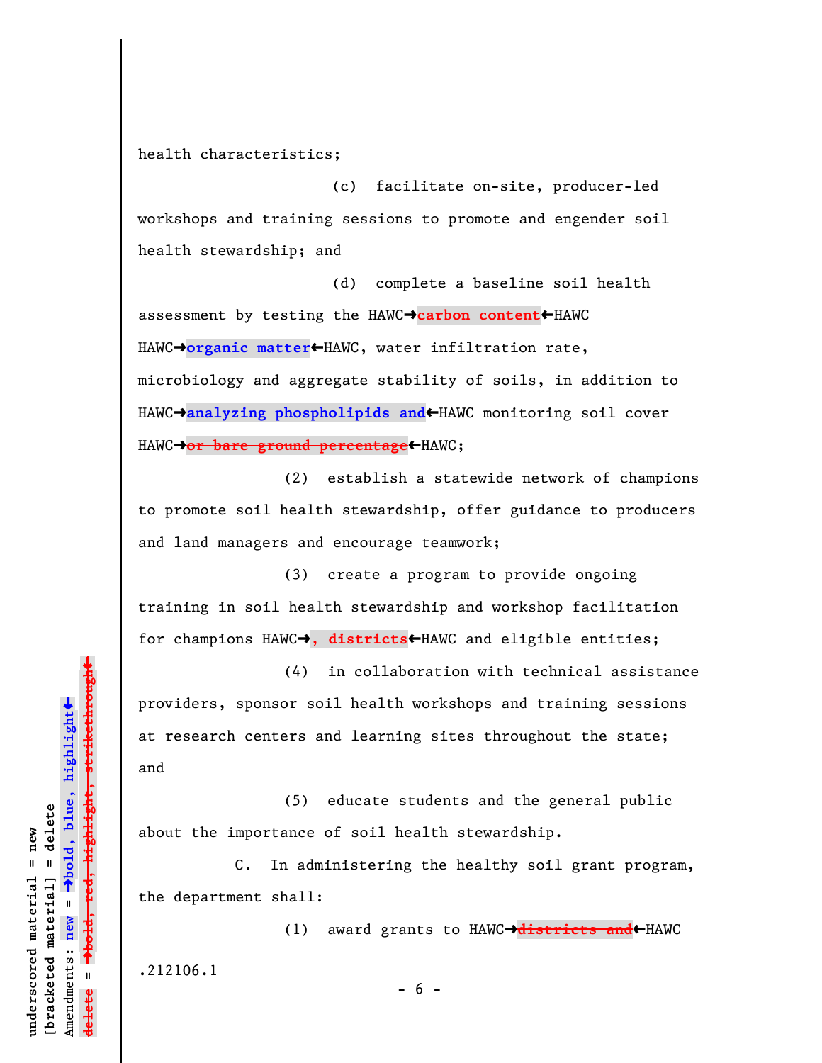health characteristics;

(c) facilitate on-site, producer-led workshops and training sessions to promote and engender soil health stewardship; and

(d) complete a baseline soil health assessment by testing the HAWC→~~carbon content~~←HAWC HAWC→**organic matter**←HAWC, water infiltration rate, microbiology and aggregate stability of soils, in addition to HAWC→**analyzing phospholipids and**←HAWC monitoring soil cover HAWC→~~or bare ground percentage~~←HAWC;

(2) establish a statewide network of champions to promote soil health stewardship, offer guidance to producers and land managers and encourage teamwork;

(3) create a program to provide ongoing training in soil health stewardship and workshop facilitation for champions HAWC→~~, districts~~←HAWC and eligible entities;

(4) in collaboration with technical assistance providers, sponsor soil health workshops and training sessions at research centers and learning sites throughout the state; and

(5) educate students and the general public about the importance of soil health stewardship.

C. In administering the healthy soil grant program, the department shall:

(1) award grants to HAWC→~~districts and~~←HAWC

.212106.1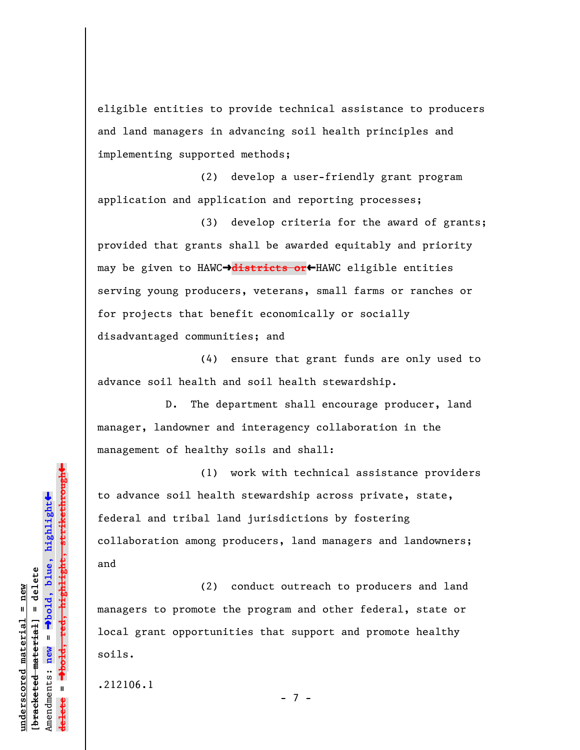eligible entities to provide technical assistance to producers and land managers in advancing soil health principles and implementing supported methods;

(2) develop a user-friendly grant program application and application and reporting processes;

(3) develop criteria for the award of grants; provided that grants shall be awarded equitably and priority may be given to HAWC➔~~districts or~~⇐HAWC eligible entities serving young producers, veterans, small farms or ranches or for projects that benefit economically or socially disadvantaged communities; and

(4) ensure that grant funds are only used to advance soil health and soil health stewardship.

D. The department shall encourage producer, land manager, landowner and interagency collaboration in the management of healthy soils and shall:

(1) work with technical assistance providers to advance soil health stewardship across private, state, federal and tribal land jurisdictions by fostering collaboration among producers, land managers and landowners; and

(2) conduct outreach to producers and land managers to promote the program and other federal, state or local grant opportunities that support and promote healthy soils.

.212106.1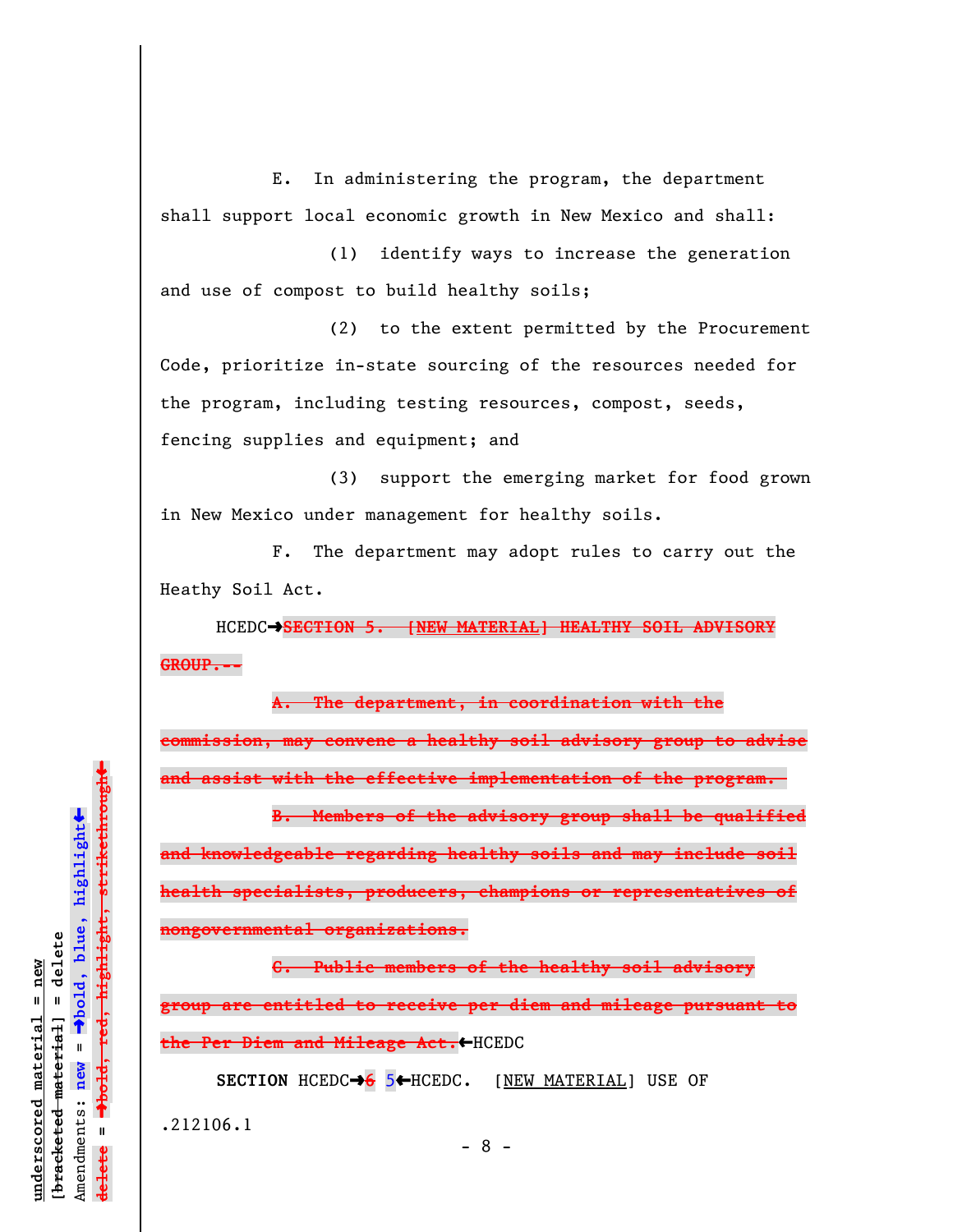E. In administering the program, the department shall support local economic growth in New Mexico and shall:

(1) identify ways to increase the generation and use of compost to build healthy soils;

(2) to the extent permitted by the Procurement Code, prioritize in-state sourcing of the resources needed for the program, including testing resources, compost, seeds, fencing supplies and equipment; and

(3) support the emerging market for food grown in New Mexico under management for healthy soils.

F. The department may adopt rules to carry out the Heathy Soil Act.

HCEDC→~~SECTION 5. [NEW MATERIAL] HEALTHY SOIL ADVISORY GROUP.--~~

~~A. The department, in coordination with the commission, may convene a healthy soil advisory group to advise and assist with the effective implementation of the program.~~

~~B. Members of the advisory group shall be qualified and knowledgeable regarding healthy soils and may include soil health specialists, producers, champions or representatives of nongovernmental organizations.~~

~~C. Public members of the healthy soil advisory group are entitled to receive per diem and mileage pursuant to the Per Diem and Mileage Act.~~←HCEDC

**SECTION** HCEDC→~~6~~ **5**←HCEDC. [NEW MATERIAL] USE OF

.212106.1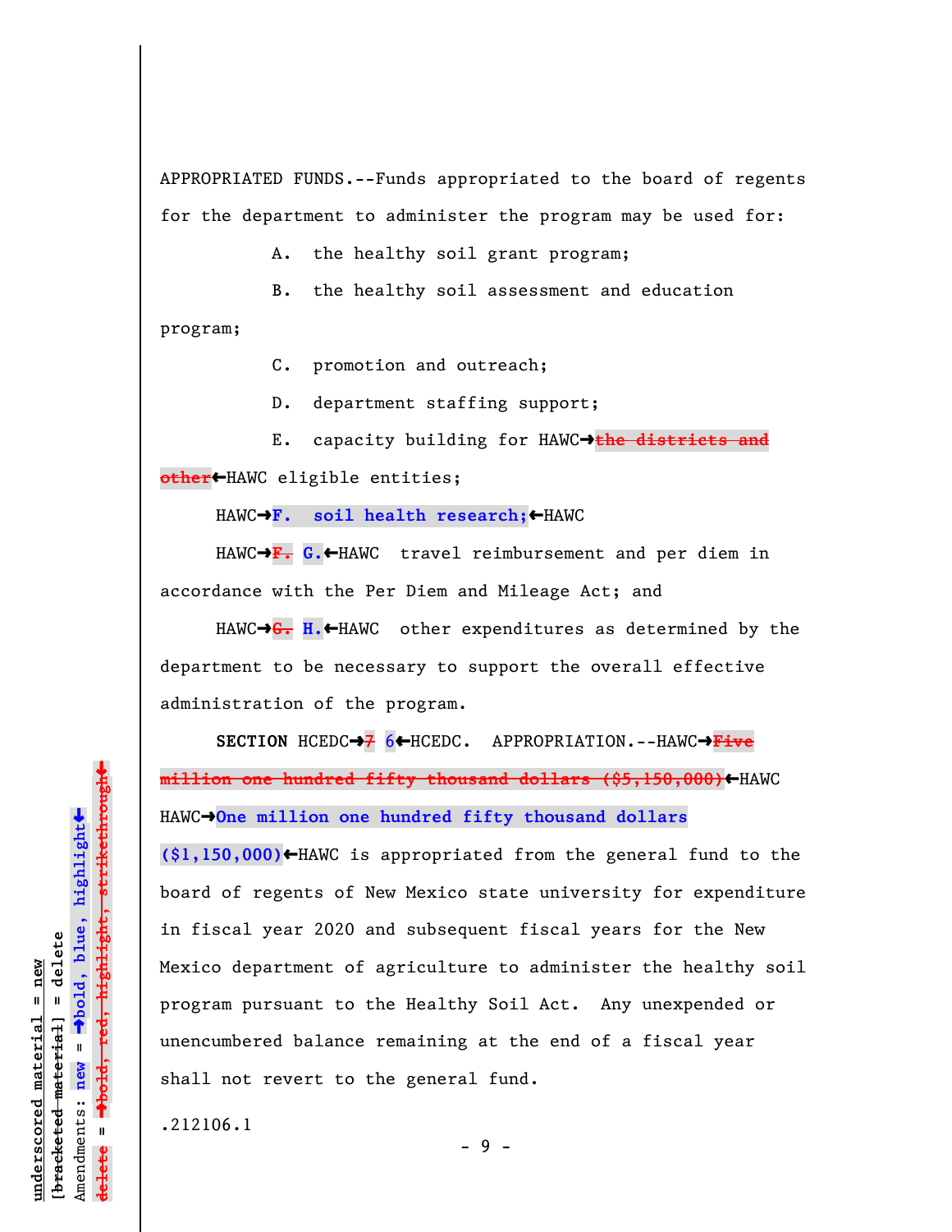APPROPRIATED FUNDS.--Funds appropriated to the board of regents for the department to administer the program may be used for:

A. the healthy soil grant program;

B. the healthy soil assessment and education program;

C. promotion and outreach;

D. department staffing support;

E. capacity building for HAWC→~~the districts and other~~←HAWC eligible entities;

HAWC→**F. soil health research;**←HAWC

HAWC→~~F.~~ **G.**←HAWC travel reimbursement and per diem in accordance with the Per Diem and Mileage Act; and

HAWC→~~G.~~ **H.**←HAWC other expenditures as determined by the department to be necessary to support the overall effective administration of the program.

**SECTION** HCEDC→~~7~~ 6←HCEDC. APPROPRIATION.--HAWC→~~Five million one hundred fifty thousand dollars ($5,150,000)~~←HAWC HAWC→**One million one hundred fifty thousand dollars ($1,150,000)**←HAWC is appropriated from the general fund to the board of regents of New Mexico state university for expenditure in fiscal year 2020 and subsequent fiscal years for the New Mexico department of agriculture to administer the healthy soil program pursuant to the Healthy Soil Act. Any unexpended or unencumbered balance remaining at the end of a fiscal year shall not revert to the general fund.

.212106.1